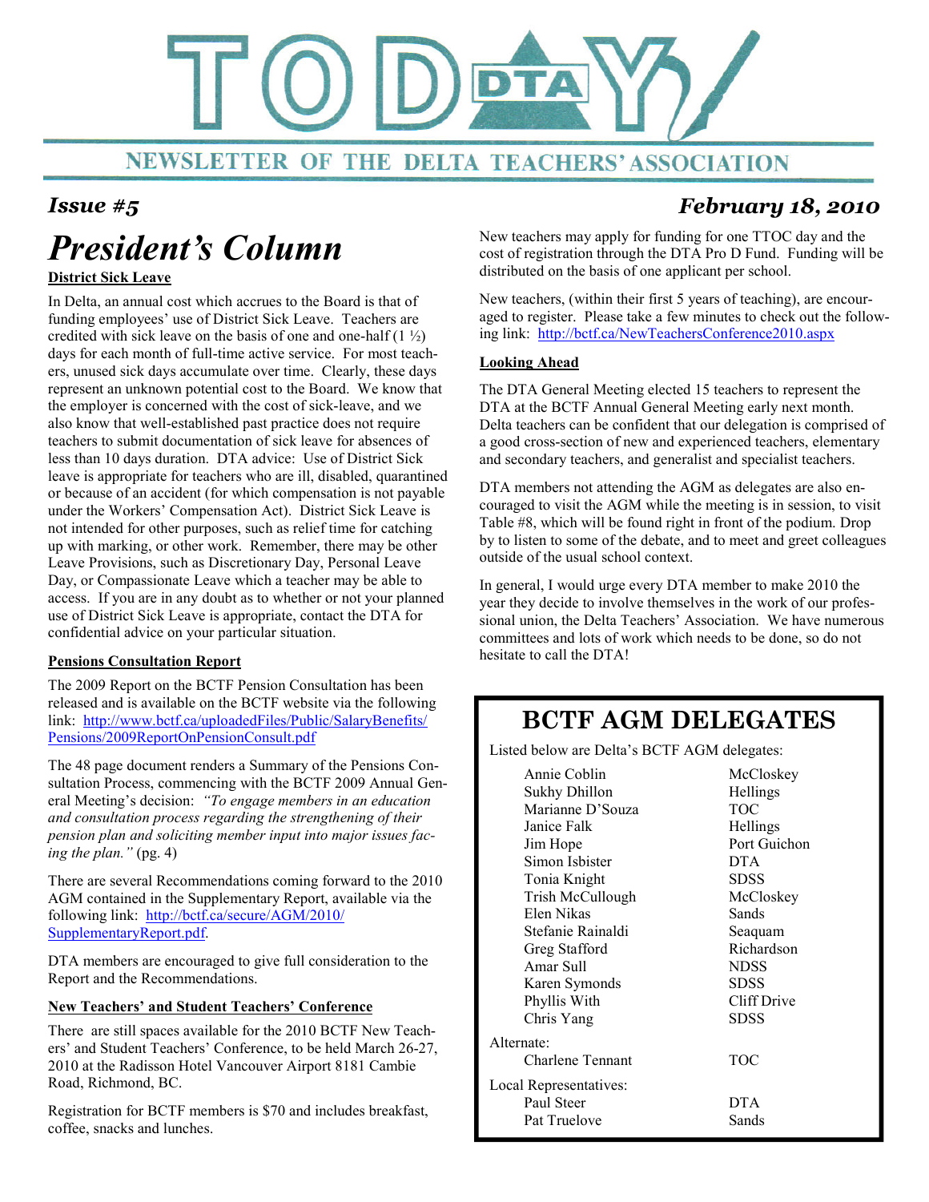# TODAY DTA

NEWSLETTER OF THE DELTA TEACHERS' ASSOCIATION

***Issue #5*** — ***February 18, 2010***

# *President's Column*

**District Sick Leave**

In Delta, an annual cost which accrues to the Board is that of funding employees' use of District Sick Leave. Teachers are credited with sick leave on the basis of one and one-half (1 ½) days for each month of full-time active service. For most teachers, unused sick days accumulate over time. Clearly, these days represent an unknown potential cost to the Board. We know that the employer is concerned with the cost of sick-leave, and we also know that well-established past practice does not require teachers to submit documentation of sick leave for absences of less than 10 days duration. DTA advice: Use of District Sick leave is appropriate for teachers who are ill, disabled, quarantined or because of an accident (for which compensation is not payable under the Workers' Compensation Act). District Sick Leave is not intended for other purposes, such as relief time for catching up with marking, or other work. Remember, there may be other Leave Provisions, such as Discretionary Day, Personal Leave Day, or Compassionate Leave which a teacher may be able to access. If you are in any doubt as to whether or not your planned use of District Sick Leave is appropriate, contact the DTA for confidential advice on your particular situation.

**Pensions Consultation Report**

The 2009 Report on the BCTF Pension Consultation has been released and is available on the BCTF website via the following link: http://www.bctf.ca/uploadedFiles/Public/SalaryBenefits/Pensions/2009ReportOnPensionConsult.pdf

The 48 page document renders a Summary of the Pensions Consultation Process, commencing with the BCTF 2009 Annual General Meeting's decision: *"To engage members in an education and consultation process regarding the strengthening of their pension plan and soliciting member input into major issues facing the plan."* (pg. 4)

There are several Recommendations coming forward to the 2010 AGM contained in the Supplementary Report, available via the following link: http://bctf.ca/secure/AGM/2010/SupplementaryReport.pdf.

DTA members are encouraged to give full consideration to the Report and the Recommendations.

**New Teachers' and Student Teachers' Conference**

There are still spaces available for the 2010 BCTF New Teachers' and Student Teachers' Conference, to be held March 26-27, 2010 at the Radisson Hotel Vancouver Airport 8181 Cambie Road, Richmond, BC.

Registration for BCTF members is $70 and includes breakfast, coffee, snacks and lunches.

New teachers may apply for funding for one TTOC day and the cost of registration through the DTA Pro D Fund. Funding will be distributed on the basis of one applicant per school.

New teachers, (within their first 5 years of teaching), are encouraged to register. Please take a few minutes to check out the following link: http://bctf.ca/NewTeachersConference2010.aspx

**Looking Ahead**

The DTA General Meeting elected 15 teachers to represent the DTA at the BCTF Annual General Meeting early next month. Delta teachers can be confident that our delegation is comprised of a good cross-section of new and experienced teachers, elementary and secondary teachers, and generalist and specialist teachers.

DTA members not attending the AGM as delegates are also encouraged to visit the AGM while the meeting is in session, to visit Table #8, which will be found right in front of the podium. Drop by to listen to some of the debate, and to meet and greet colleagues outside of the usual school context.

In general, I would urge every DTA member to make 2010 the year they decide to involve themselves in the work of our professional union, the Delta Teachers' Association. We have numerous committees and lots of work which needs to be done, so do not hesitate to call the DTA!

## BCTF AGM DELEGATES

Listed below are Delta's BCTF AGM delegates:

| Name | School |
|---|---|
| Annie Coblin | McCloskey |
| Sukhy Dhillon | Hellings |
| Marianne D'Souza | TOC |
| Janice Falk | Hellings |
| Jim Hope | Port Guichon |
| Simon Isbister | DTA |
| Tonia Knight | SDSS |
| Trish McCullough | McCloskey |
| Elen Nikas | Sands |
| Stefanie Rainaldi | Seaquam |
| Greg Stafford | Richardson |
| Amar Sull | NDSS |
| Karen Symonds | SDSS |
| Phyllis With | Cliff Drive |
| Chris Yang | SDSS |

Alternate:

| Name | School |
|---|---|
| Charlene Tennant | TOC |

Local Representatives:

| Name | School |
|---|---|
| Paul Steer | DTA |
| Pat Truelove | Sands |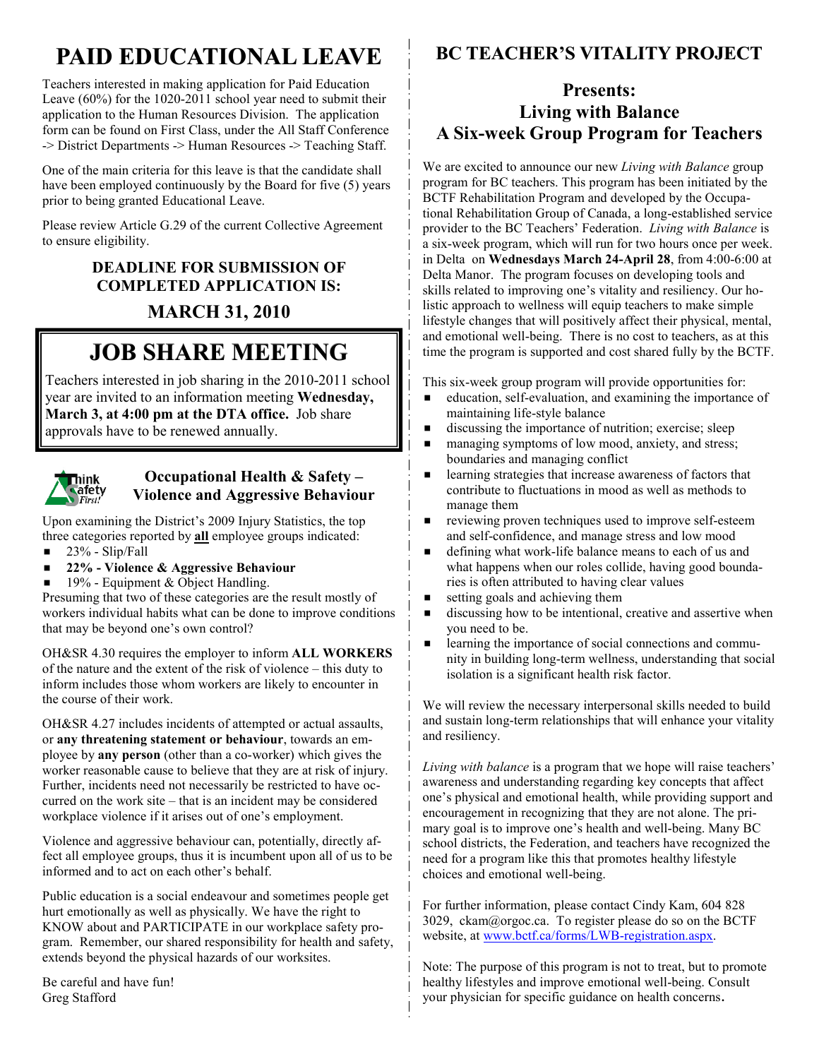# PAID EDUCATIONAL LEAVE

Teachers interested in making application for Paid Education Leave (60%) for the 1020-2011 school year need to submit their application to the Human Resources Division. The application form can be found on First Class, under the All Staff Conference -> District Departments -> Human Resources -> Teaching Staff.

One of the main criteria for this leave is that the candidate shall have been employed continuously by the Board for five (5) years prior to being granted Educational Leave.

Please review Article G.29 of the current Collective Agreement to ensure eligibility.

**DEADLINE FOR SUBMISSION OF COMPLETED APPLICATION IS:**

**MARCH 31, 2010**

# JOB SHARE MEETING

Teachers interested in job sharing in the 2010-2011 school year are invited to an information meeting **Wednesday, March 3, at 4:00 pm at the DTA office.** Job share approvals have to be renewed annually.

## Occupational Health & Safety – Violence and Aggressive Behaviour

Upon examining the District's 2009 Injury Statistics, the top three categories reported by **all** employee groups indicated:

- 23% - Slip/Fall
- **22% - Violence & Aggressive Behaviour**
- 19% - Equipment & Object Handling.

Presuming that two of these categories are the result mostly of workers individual habits what can be done to improve conditions that may be beyond one's own control?

OH&SR 4.30 requires the employer to inform **ALL WORKERS** of the nature and the extent of the risk of violence – this duty to inform includes those whom workers are likely to encounter in the course of their work.

OH&SR 4.27 includes incidents of attempted or actual assaults, or **any threatening statement or behaviour**, towards an employee by **any person** (other than a co-worker) which gives the worker reasonable cause to believe that they are at risk of injury. Further, incidents need not be restricted to have occurred on the work site – that is an incident may be considered workplace violence if it arises out of one's employment.

Violence and aggressive behaviour can, potentially, directly affect all employee groups, thus it is incumbent upon all of us to be informed and to act on each other's behalf.

Public education is a social endeavour and sometimes people get hurt emotionally as well as physically. We have the right to KNOW about and PARTICIPATE in our workplace safety program. Remember, our shared responsibility for health and safety, extends beyond the physical hazards of our worksites.

Be careful and have fun!
Greg Stafford

# BC TEACHER'S VITALITY PROJECT

## Presents:
## Living with Balance
## A Six-week Group Program for Teachers

We are excited to announce our new *Living with Balance* group program for BC teachers. This program has been initiated by the BCTF Rehabilitation Program and developed by the Occupational Rehabilitation Group of Canada, a long-established service provider to the BC Teachers' Federation. *Living with Balance* is a six-week program, which will run for two hours once per week. in Delta on **Wednesdays March 24-April 28**, from 4:00-6:00 at Delta Manor. The program focuses on developing tools and skills related to improving one's vitality and resiliency. Our holistic approach to wellness will equip teachers to make simple lifestyle changes that will positively affect their physical, mental, and emotional well-being. There is no cost to teachers, as at this time the program is supported and cost shared fully by the BCTF.

This six-week group program will provide opportunities for:

- education, self-evaluation, and examining the importance of maintaining life-style balance
- discussing the importance of nutrition; exercise; sleep
- managing symptoms of low mood, anxiety, and stress; boundaries and managing conflict
- learning strategies that increase awareness of factors that contribute to fluctuations in mood as well as methods to manage them
- reviewing proven techniques used to improve self-esteem and self-confidence, and manage stress and low mood
- defining what work-life balance means to each of us and what happens when our roles collide, having good boundaries is often attributed to having clear values
- setting goals and achieving them
- discussing how to be intentional, creative and assertive when you need to be.
- learning the importance of social connections and community in building long-term wellness, understanding that social isolation is a significant health risk factor.

We will review the necessary interpersonal skills needed to build and sustain long-term relationships that will enhance your vitality and resiliency.

*Living with balance* is a program that we hope will raise teachers' awareness and understanding regarding key concepts that affect one's physical and emotional health, while providing support and encouragement in recognizing that they are not alone. The primary goal is to improve one's health and well-being. Many BC school districts, the Federation, and teachers have recognized the need for a program like this that promotes healthy lifestyle choices and emotional well-being.

For further information, please contact Cindy Kam, 604 828 3029, ckam@orgoc.ca. To register please do so on the BCTF website, at www.bctf.ca/forms/LWB-registration.aspx.

Note: The purpose of this program is not to treat, but to promote healthy lifestyles and improve emotional well-being. Consult your physician for specific guidance on health concerns.